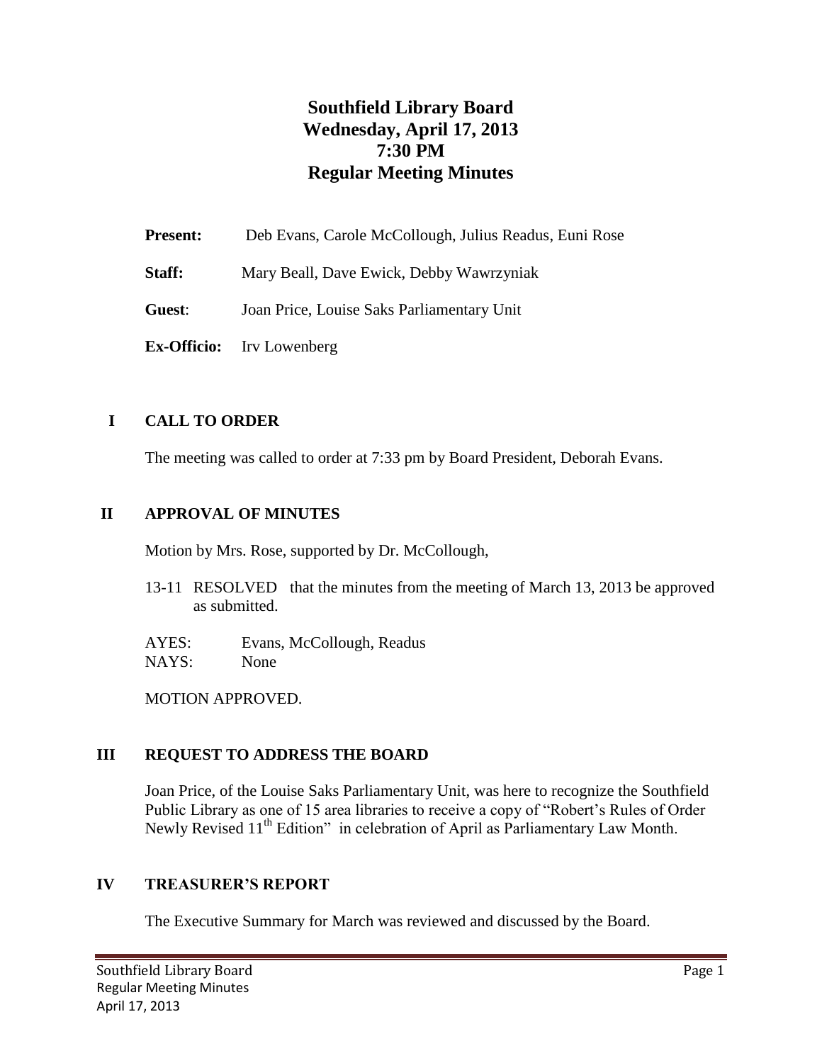# Southfield Library Board
# Wednesday, April 17, 2013
# 7:30 PM
# Regular Meeting Minutes

**Present:** Deb Evans, Carole McCollough, Julius Readus, Euni Rose

**Staff:** Mary Beall, Dave Ewick, Debby Wawrzyniak

**Guest**: Joan Price, Louise Saks Parliamentary Unit

**Ex-Officio:** Irv Lowenberg

## I CALL TO ORDER

The meeting was called to order at 7:33 pm by Board President, Deborah Evans.

## II APPROVAL OF MINUTES

Motion by Mrs. Rose, supported by Dr. McCollough,

13-11 RESOLVED that the minutes from the meeting of March 13, 2013 be approved as submitted.

AYES: Evans, McCollough, Readus
NAYS: None

MOTION APPROVED.

## III REQUEST TO ADDRESS THE BOARD

Joan Price, of the Louise Saks Parliamentary Unit, was here to recognize the Southfield Public Library as one of 15 area libraries to receive a copy of "Robert's Rules of Order Newly Revised 11th Edition" in celebration of April as Parliamentary Law Month.

## IV TREASURER'S REPORT

The Executive Summary for March was reviewed and discussed by the Board.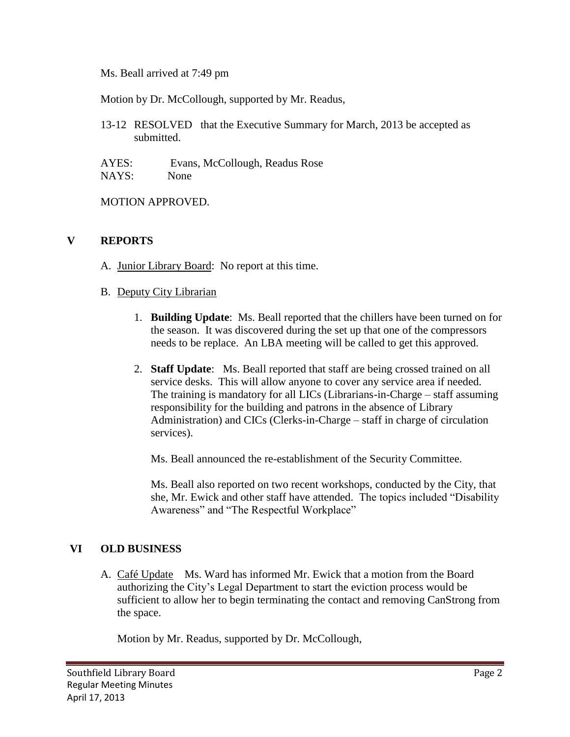Ms. Beall arrived at 7:49 pm

Motion by Dr. McCollough, supported by Mr. Readus,

13-12 RESOLVED that the Executive Summary for March, 2013 be accepted as submitted.

AYES: Evans, McCollough, Readus Rose
NAYS: None

MOTION APPROVED.

## V REPORTS

A. Junior Library Board: No report at this time.

B. Deputy City Librarian

1. **Building Update**: Ms. Beall reported that the chillers have been turned on for the season. It was discovered during the set up that one of the compressors needs to be replace. An LBA meeting will be called to get this approved.

2. **Staff Update**: Ms. Beall reported that staff are being crossed trained on all service desks. This will allow anyone to cover any service area if needed. The training is mandatory for all LICs (Librarians-in-Charge – staff assuming responsibility for the building and patrons in the absence of Library Administration) and CICs (Clerks-in-Charge – staff in charge of circulation services).

   Ms. Beall announced the re-establishment of the Security Committee.

   Ms. Beall also reported on two recent workshops, conducted by the City, that she, Mr. Ewick and other staff have attended. The topics included "Disability Awareness" and "The Respectful Workplace"

## VI OLD BUSINESS

A. Café Update Ms. Ward has informed Mr. Ewick that a motion from the Board authorizing the City's Legal Department to start the eviction process would be sufficient to allow her to begin terminating the contact and removing CanStrong from the space.

Motion by Mr. Readus, supported by Dr. McCollough,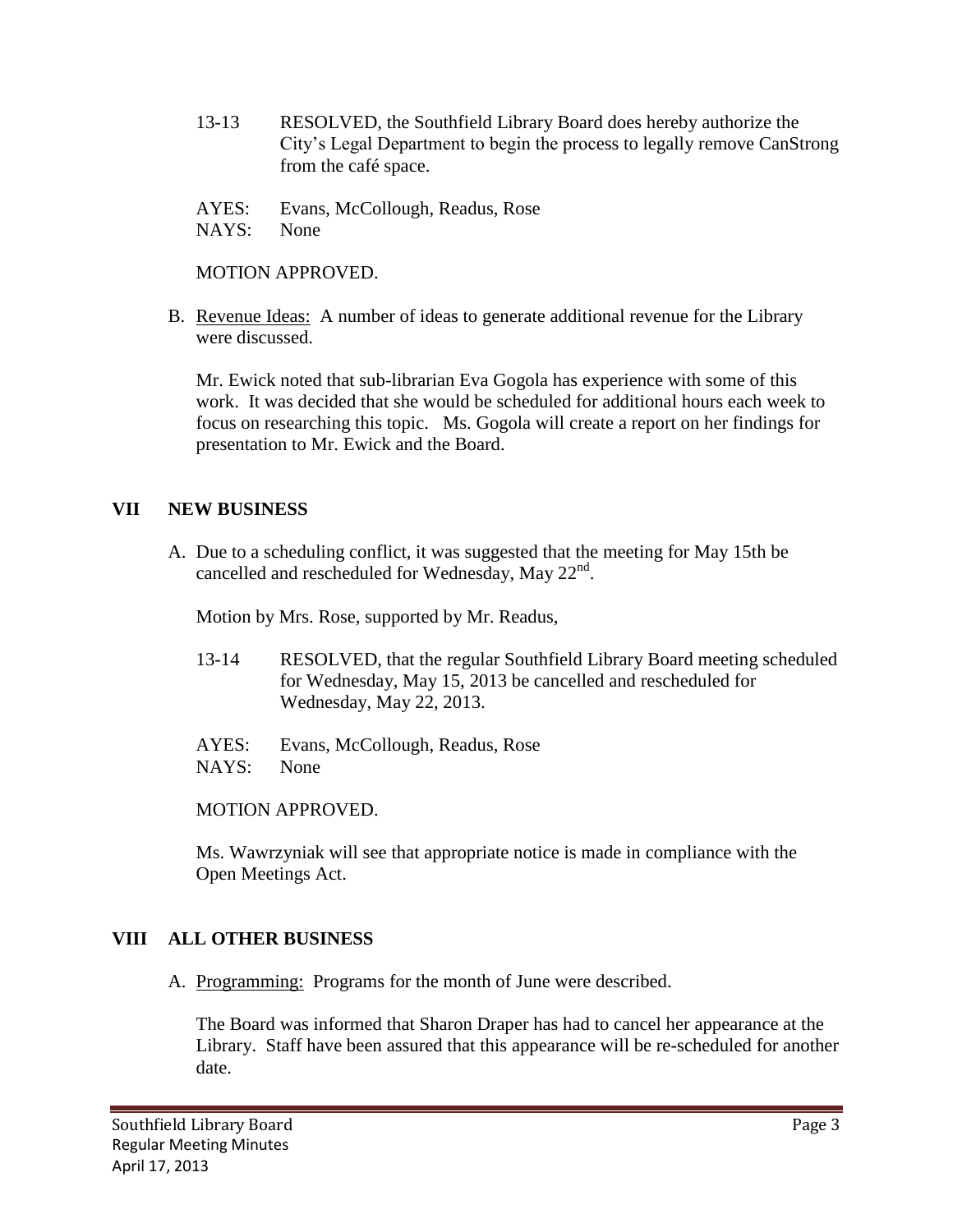13-13 RESOLVED, the Southfield Library Board does hereby authorize the City's Legal Department to begin the process to legally remove CanStrong from the café space.

AYES: Evans, McCollough, Readus, Rose
NAYS: None

MOTION APPROVED.

B. Revenue Ideas: A number of ideas to generate additional revenue for the Library were discussed.

Mr. Ewick noted that sub-librarian Eva Gogola has experience with some of this work. It was decided that she would be scheduled for additional hours each week to focus on researching this topic. Ms. Gogola will create a report on her findings for presentation to Mr. Ewick and the Board.

## VII NEW BUSINESS

A. Due to a scheduling conflict, it was suggested that the meeting for May 15th be cancelled and rescheduled for Wednesday, May 22nd.

Motion by Mrs. Rose, supported by Mr. Readus,

13-14 RESOLVED, that the regular Southfield Library Board meeting scheduled for Wednesday, May 15, 2013 be cancelled and rescheduled for Wednesday, May 22, 2013.

AYES: Evans, McCollough, Readus, Rose
NAYS: None

MOTION APPROVED.

Ms. Wawrzyniak will see that appropriate notice is made in compliance with the Open Meetings Act.

## VIII ALL OTHER BUSINESS

A. Programming: Programs for the month of June were described.

The Board was informed that Sharon Draper has had to cancel her appearance at the Library. Staff have been assured that this appearance will be re-scheduled for another date.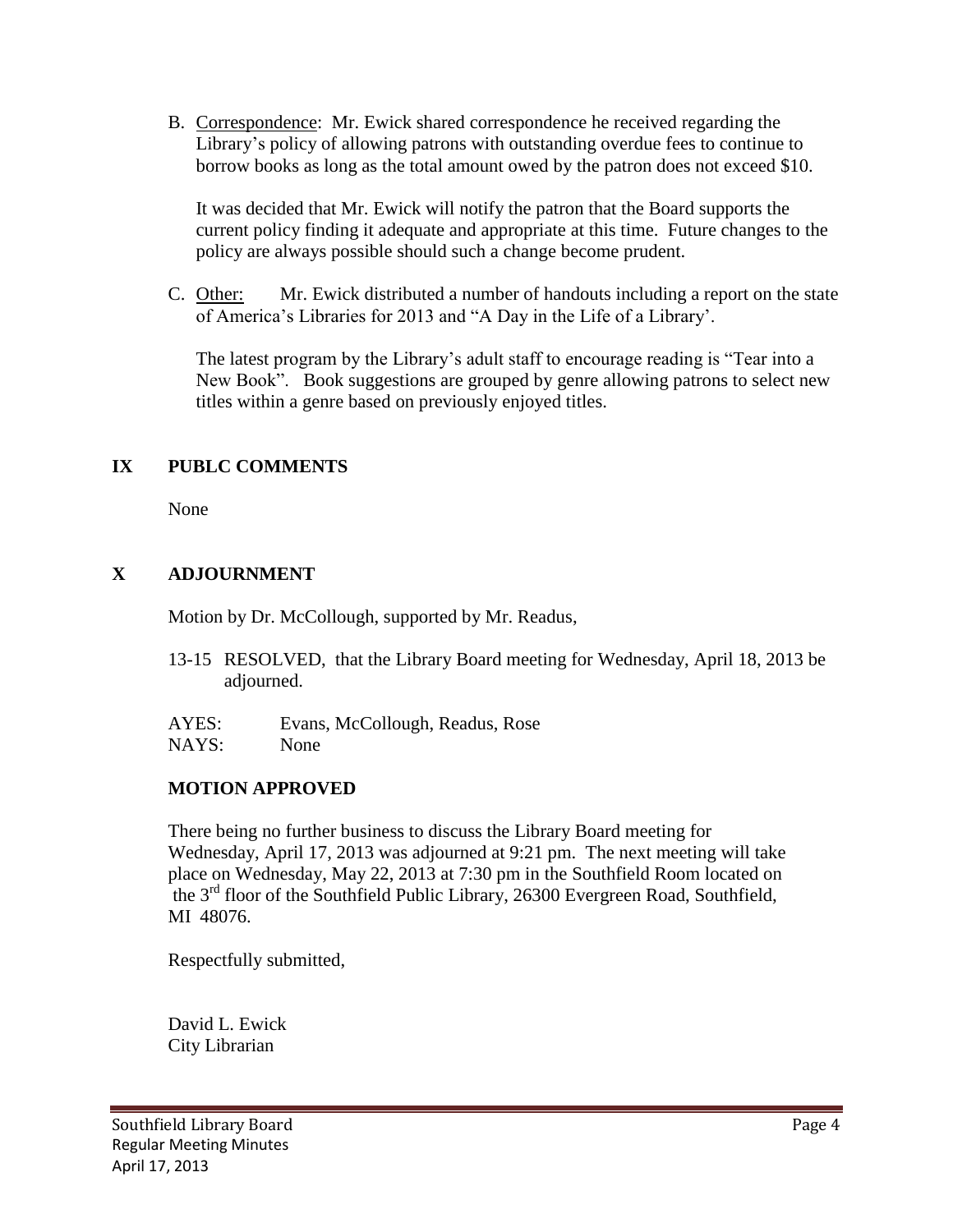B. <u>Correspondence</u>: Mr. Ewick shared correspondence he received regarding the Library's policy of allowing patrons with outstanding overdue fees to continue to borrow books as long as the total amount owed by the patron does not exceed $10.

   It was decided that Mr. Ewick will notify the patron that the Board supports the current policy finding it adequate and appropriate at this time. Future changes to the policy are always possible should such a change become prudent.

C. <u>Other:</u> Mr. Ewick distributed a number of handouts including a report on the state of America's Libraries for 2013 and "A Day in the Life of a Library'.

   The latest program by the Library's adult staff to encourage reading is "Tear into a New Book". Book suggestions are grouped by genre allowing patrons to select new titles within a genre based on previously enjoyed titles.

## IX PUBLC COMMENTS

None

## X ADJOURNMENT

Motion by Dr. McCollough, supported by Mr. Readus,

13-15 RESOLVED, that the Library Board meeting for Wednesday, April 18, 2013 be adjourned.

AYES: Evans, McCollough, Readus, Rose
NAYS: None

**MOTION APPROVED**

There being no further business to discuss the Library Board meeting for Wednesday, April 17, 2013 was adjourned at 9:21 pm. The next meeting will take place on Wednesday, May 22, 2013 at 7:30 pm in the Southfield Room located on the 3rd floor of the Southfield Public Library, 26300 Evergreen Road, Southfield, MI 48076.

Respectfully submitted,

David L. Ewick
City Librarian